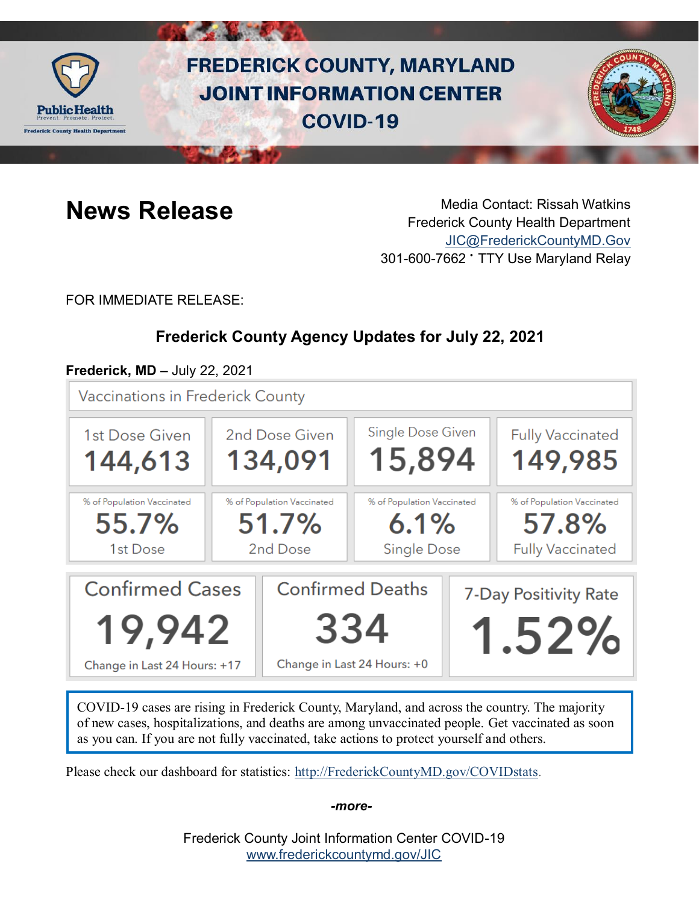# FREDERICK COUNTY, MARYLAND JOINT INFORMATION CENTER COVID-19

Public Health
Prevent. Promote. Protect.
Frederick County Health Department

## News Release

Media Contact: Rissah Watkins
Frederick County Health Department
JIC@FrederickCountyMD.Gov
301-600-7662 · TTY Use Maryland Relay

FOR IMMEDIATE RELEASE:

### Frederick County Agency Updates for July 22, 2021

**Frederick, MD –** July 22, 2021

**Vaccinations in Frederick County**

| 1st Dose Given | 2nd Dose Given | Single Dose Given | Fully Vaccinated |
|---|---|---|---|
| 144,613 | 134,091 | 15,894 | 149,985 |
| % of Population Vaccinated 55.7% 1st Dose | % of Population Vaccinated 51.7% 2nd Dose | % of Population Vaccinated 6.1% Single Dose | % of Population Vaccinated 57.8% Fully Vaccinated |

| Confirmed Cases | Confirmed Deaths | 7-Day Positivity Rate |
|---|---|---|
| 19,942 | 334 | 1.52% |
| Change in Last 24 Hours: +17 | Change in Last 24 Hours: +0 | |

COVID-19 cases are rising in Frederick County, Maryland, and across the country. The majority of new cases, hospitalizations, and deaths are among unvaccinated people. Get vaccinated as soon as you can. If you are not fully vaccinated, take actions to protect yourself and others.

Please check our dashboard for statistics: http://FrederickCountyMD.gov/COVIDstats.

*-more-*

Frederick County Joint Information Center COVID-19
www.frederickcountymd.gov/JIC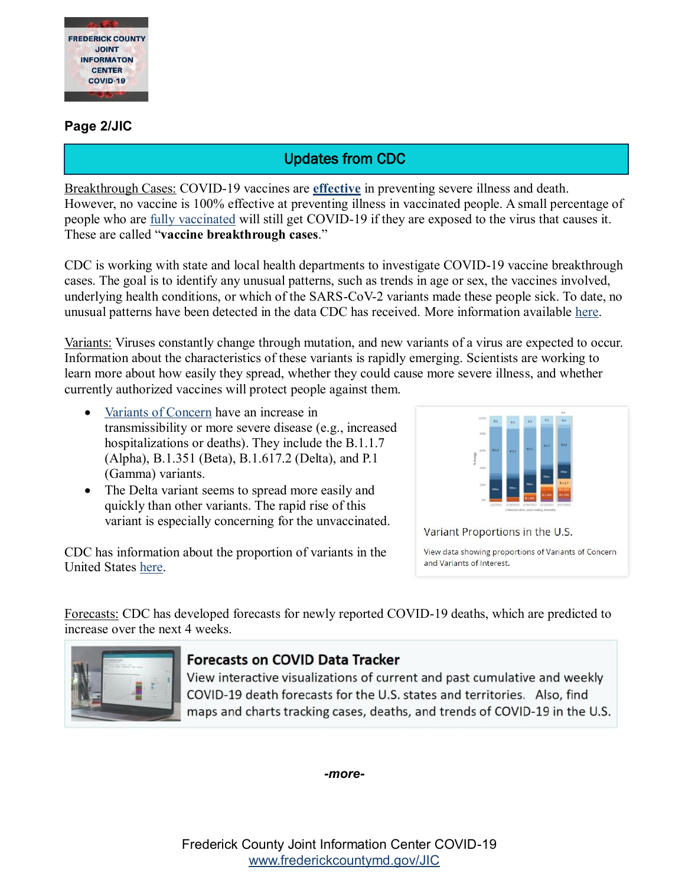## Updates from CDC

Breakthrough Cases: COVID-19 vaccines are **effective** in preventing severe illness and death. However, no vaccine is 100% effective at preventing illness in vaccinated people. A small percentage of people who are fully vaccinated will still get COVID-19 if they are exposed to the virus that causes it. These are called "**vaccine breakthrough cases**."

CDC is working with state and local health departments to investigate COVID-19 vaccine breakthrough cases. The goal is to identify any unusual patterns, such as trends in age or sex, the vaccines involved, underlying health conditions, or which of the SARS-CoV-2 variants made these people sick. To date, no unusual patterns have been detected in the data CDC has received. More information available here.

Variants: Viruses constantly change through mutation, and new variants of a virus are expected to occur. Information about the characteristics of these variants is rapidly emerging. Scientists are working to learn more about how easily they spread, whether they could cause more severe illness, and whether currently authorized vaccines will protect people against them.

- Variants of Concern have an increase in transmissibility or more severe disease (e.g., increased hospitalizations or deaths). They include the B.1.1.7 (Alpha), B.1.351 (Beta), B.1.617.2 (Delta), and P.1 (Gamma) variants.
- The Delta variant seems to spread more easily and quickly than other variants. The rapid rise of this variant is especially concerning for the unvaccinated.

CDC has information about the proportion of variants in the United States here.

Variant Proportions in the U.S.

View data showing proportions of Variants of Concern and Variants of Interest.

Forecasts: CDC has developed forecasts for newly reported COVID-19 deaths, which are predicted to increase over the next 4 weeks.

**Forecasts on COVID Data Tracker**

View interactive visualizations of current and past cumulative and weekly COVID-19 death forecasts for the U.S. states and territories. Also, find maps and charts tracking cases, deaths, and trends of COVID-19 in the U.S.

*-more-*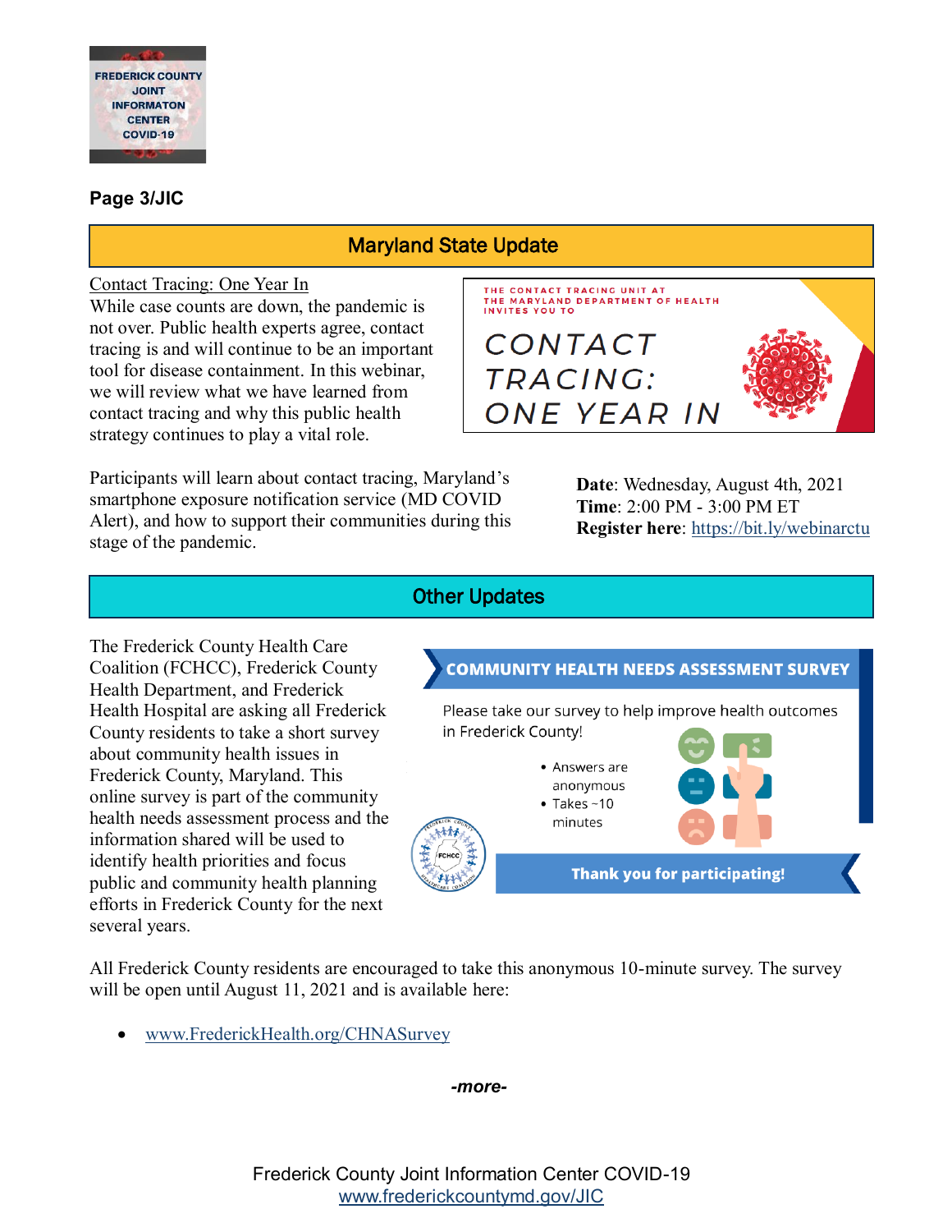**Page 3/JIC**

## Maryland State Update

Contact Tracing: One Year In

While case counts are down, the pandemic is not over. Public health experts agree, contact tracing is and will continue to be an important tool for disease containment. In this webinar, we will review what we have learned from contact tracing and why this public health strategy continues to play a vital role.

THE CONTACT TRACING UNIT AT THE MARYLAND DEPARTMENT OF HEALTH INVITES YOU TO

CONTACT TRACING: ONE YEAR IN

Participants will learn about contact tracing, Maryland's smartphone exposure notification service (MD COVID Alert), and how to support their communities during this stage of the pandemic.

**Date**: Wednesday, August 4th, 2021
**Time**: 2:00 PM - 3:00 PM ET
**Register here**: https://bit.ly/webinarctu

## Other Updates

The Frederick County Health Care Coalition (FCHCC), Frederick County Health Department, and Frederick Health Hospital are asking all Frederick County residents to take a short survey about community health issues in Frederick County, Maryland. This online survey is part of the community health needs assessment process and the information shared will be used to identify health priorities and focus public and community health planning efforts in Frederick County for the next several years.

**COMMUNITY HEALTH NEEDS ASSESSMENT SURVEY**

Please take our survey to help improve health outcomes in Frederick County!

- Answers are anonymous
- Takes ~10 minutes

**Thank you for participating!**

All Frederick County residents are encouraged to take this anonymous 10-minute survey. The survey will be open until August 11, 2021 and is available here:

- www.FrederickHealth.org/CHNASurvey

***-more-***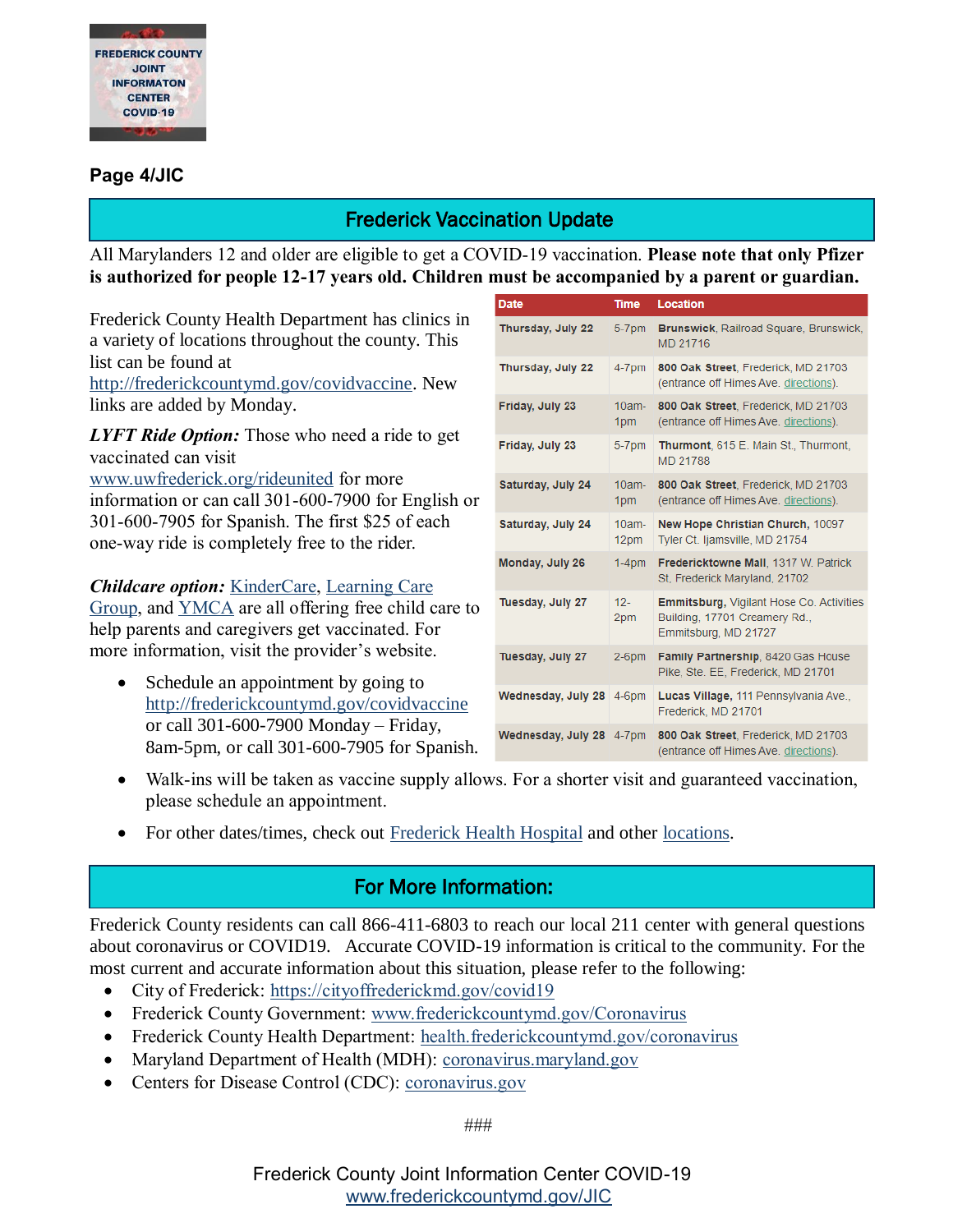FREDERICK COUNTY JOINT INFORMATON CENTER COVID-19

**Page 4/JIC**

## Frederick Vaccination Update

All Marylanders 12 and older are eligible to get a COVID-19 vaccination. **Please note that only Pfizer is authorized for people 12-17 years old. Children must be accompanied by a parent or guardian.**

Frederick County Health Department has clinics in a variety of locations throughout the county. This list can be found at http://frederickcountymd.gov/covidvaccine. New links are added by Monday.

***LYFT Ride Option:*** Those who need a ride to get vaccinated can visit www.uwfrederick.org/rideunited for more information or can call 301-600-7900 for English or 301-600-7905 for Spanish. The first $25 of each one-way ride is completely free to the rider.

***Childcare option:*** KinderCare, Learning Care Group, and YMCA are all offering free child care to help parents and caregivers get vaccinated. For more information, visit the provider's website.

- Schedule an appointment by going to http://frederickcountymd.gov/covidvaccine or call 301-600-7900 Monday – Friday, 8am-5pm, or call 301-600-7905 for Spanish.

| Date | Time | Location |
|---|---|---|
| Thursday, July 22 | 5-7pm | **Brunswick**, Railroad Square, Brunswick, MD 21716 |
| Thursday, July 22 | 4-7pm | **800 Oak Street**, Frederick, MD 21703 (entrance off Himes Ave. directions). |
| Friday, July 23 | 10am-1pm | **800 Oak Street**, Frederick, MD 21703 (entrance off Himes Ave. directions). |
| Friday, July 23 | 5-7pm | **Thurmont**, 615 E. Main St., Thurmont, MD 21788 |
| Saturday, July 24 | 10am-1pm | **800 Oak Street**, Frederick, MD 21703 (entrance off Himes Ave. directions). |
| Saturday, July 24 | 10am-12pm | **New Hope Christian Church**, 10097 Tyler Ct. Ijamsville, MD 21754 |
| Monday, July 26 | 1-4pm | **Fredericktowne Mall**, 1317 W. Patrick St, Frederick Maryland, 21702 |
| Tuesday, July 27 | 12-2pm | **Emmitsburg**, Vigilant Hose Co. Activities Building, 17701 Creamery Rd., Emmitsburg, MD 21727 |
| Tuesday, July 27 | 2-6pm | **Family Partnership**, 8420 Gas House Pike, Ste. EE, Frederick, MD 21701 |
| Wednesday, July 28 | 4-6pm | **Lucas Village**, 111 Pennsylvania Ave., Frederick, MD 21701 |
| Wednesday, July 28 | 4-7pm | **800 Oak Street**, Frederick, MD 21703 (entrance off Himes Ave. directions). |

- Walk-ins will be taken as vaccine supply allows. For a shorter visit and guaranteed vaccination, please schedule an appointment.
- For other dates/times, check out Frederick Health Hospital and other locations.

## For More Information:

Frederick County residents can call 866-411-6803 to reach our local 211 center with general questions about coronavirus or COVID19. Accurate COVID-19 information is critical to the community. For the most current and accurate information about this situation, please refer to the following:

- City of Frederick: https://cityoffrederickmd.gov/covid19
- Frederick County Government: www.frederickcountymd.gov/Coronavirus
- Frederick County Health Department: health.frederickcountymd.gov/coronavirus
- Maryland Department of Health (MDH): coronavirus.maryland.gov
- Centers for Disease Control (CDC): coronavirus.gov

###

Frederick County Joint Information Center COVID-19
www.frederickcountymd.gov/JIC